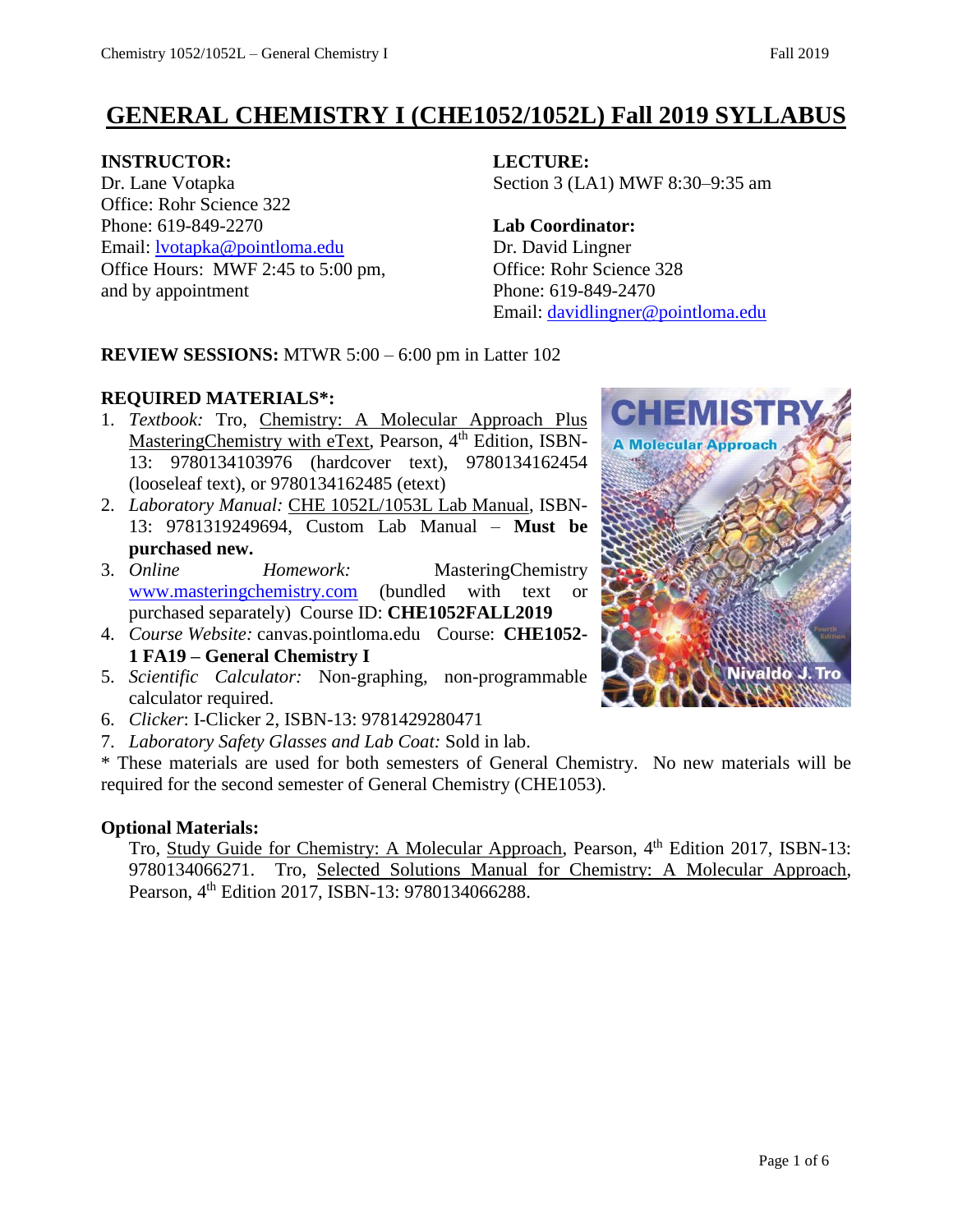# GENERAL CHEMISTRY I (CHE1052/1052L) Fall 2019 SYLLABUS

**INSTRUCTOR:**
Dr. Lane Votapka
Office: Rohr Science 322
Phone: 619-849-2270
Email: lvotapka@pointloma.edu
Office Hours: MWF 2:45 to 5:00 pm, and by appointment

**LECTURE:**
Section 3 (LA1) MWF 8:30–9:35 am

**Lab Coordinator:**
Dr. David Lingner
Office: Rohr Science 328
Phone: 619-849-2470
Email: davidlingner@pointloma.edu

**REVIEW SESSIONS:** MTWR 5:00 – 6:00 pm in Latter 102

**REQUIRED MATERIALS*:**

1. *Textbook:* Tro, Chemistry: A Molecular Approach Plus MasteringChemistry with eText, Pearson, 4th Edition, ISBN-13: 9780134103976 (hardcover text), 9780134162454 (looseleaf text), or 9780134162485 (etext)
2. *Laboratory Manual:* CHE 1052L/1053L Lab Manual, ISBN-13: 9781319249694, Custom Lab Manual – **Must be purchased new.**
3. *Online Homework:* MasteringChemistry www.masteringchemistry.com (bundled with text or purchased separately) Course ID: **CHE1052FALL2019**
4. *Course Website:* canvas.pointloma.edu Course: **CHE1052-1 FA19 – General Chemistry I**
5. *Scientific Calculator:* Non-graphing, non-programmable calculator required.
6. *Clicker*: I-Clicker 2, ISBN-13: 9781429280471
7. *Laboratory Safety Glasses and Lab Coat:* Sold in lab.

\* These materials are used for both semesters of General Chemistry. No new materials will be required for the second semester of General Chemistry (CHE1053).

**Optional Materials:**

Tro, Study Guide for Chemistry: A Molecular Approach, Pearson, 4th Edition 2017, ISBN-13: 9780134066271. Tro, Selected Solutions Manual for Chemistry: A Molecular Approach, Pearson, 4th Edition 2017, ISBN-13: 9780134066288.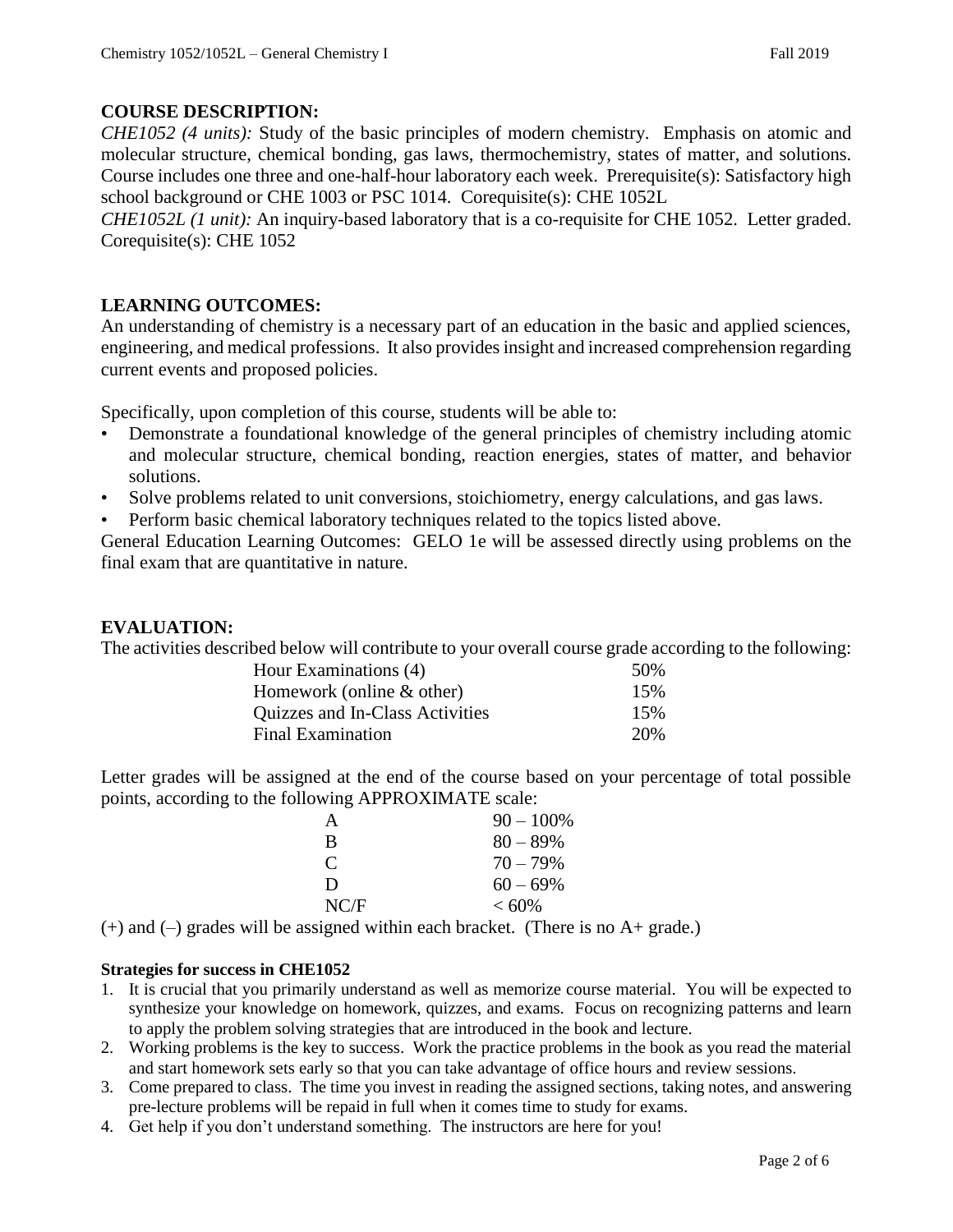## COURSE DESCRIPTION:

*CHE1052 (4 units):* Study of the basic principles of modern chemistry. Emphasis on atomic and molecular structure, chemical bonding, gas laws, thermochemistry, states of matter, and solutions. Course includes one three and one-half-hour laboratory each week. Prerequisite(s): Satisfactory high school background or CHE 1003 or PSC 1014. Corequisite(s): CHE 1052L

*CHE1052L (1 unit):* An inquiry-based laboratory that is a co-requisite for CHE 1052. Letter graded. Corequisite(s): CHE 1052

## LEARNING OUTCOMES:

An understanding of chemistry is a necessary part of an education in the basic and applied sciences, engineering, and medical professions. It also provides insight and increased comprehension regarding current events and proposed policies.

Specifically, upon completion of this course, students will be able to:

- Demonstrate a foundational knowledge of the general principles of chemistry including atomic and molecular structure, chemical bonding, reaction energies, states of matter, and behavior solutions.
- Solve problems related to unit conversions, stoichiometry, energy calculations, and gas laws.
- Perform basic chemical laboratory techniques related to the topics listed above.

General Education Learning Outcomes: GELO 1e will be assessed directly using problems on the final exam that are quantitative in nature.

## EVALUATION:

The activities described below will contribute to your overall course grade according to the following:

| Activity | Weight |
|---|---|
| Hour Examinations (4) | 50% |
| Homework (online & other) | 15% |
| Quizzes and In-Class Activities | 15% |
| Final Examination | 20% |

Letter grades will be assigned at the end of the course based on your percentage of total possible points, according to the following APPROXIMATE scale:

| Grade | Range |
|---|---|
| A | 90 – 100% |
| B | 80 – 89% |
| C | 70 – 79% |
| D | 60 – 69% |
| NC/F | < 60% |

(+) and (–) grades will be assigned within each bracket. (There is no A+ grade.)

### Strategies for success in CHE1052

1. It is crucial that you primarily understand as well as memorize course material. You will be expected to synthesize your knowledge on homework, quizzes, and exams. Focus on recognizing patterns and learn to apply the problem solving strategies that are introduced in the book and lecture.
2. Working problems is the key to success. Work the practice problems in the book as you read the material and start homework sets early so that you can take advantage of office hours and review sessions.
3. Come prepared to class. The time you invest in reading the assigned sections, taking notes, and answering pre-lecture problems will be repaid in full when it comes time to study for exams.
4. Get help if you don't understand something. The instructors are here for you!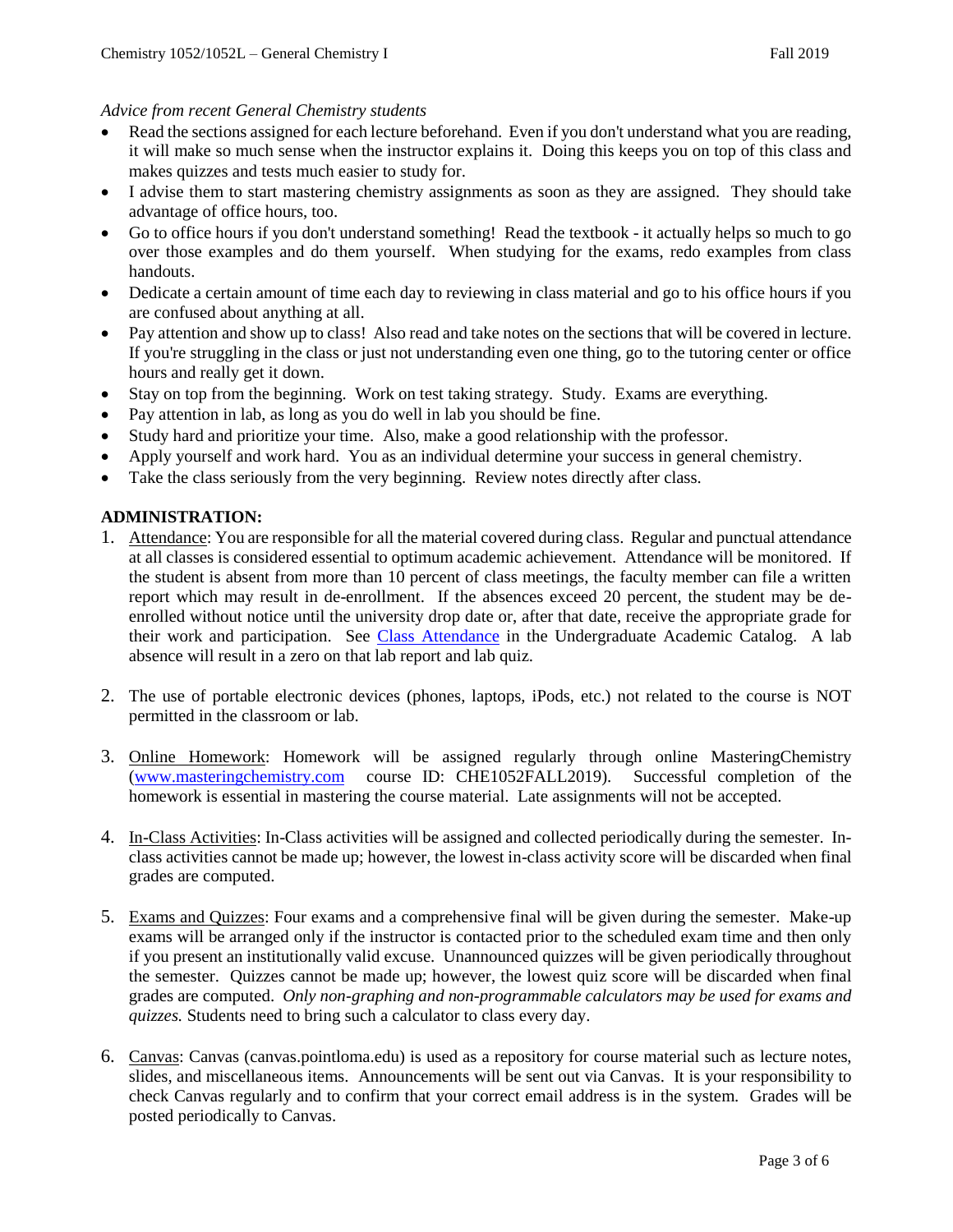*Advice from recent General Chemistry students*

- Read the sections assigned for each lecture beforehand. Even if you don't understand what you are reading, it will make so much sense when the instructor explains it. Doing this keeps you on top of this class and makes quizzes and tests much easier to study for.
- I advise them to start mastering chemistry assignments as soon as they are assigned. They should take advantage of office hours, too.
- Go to office hours if you don't understand something! Read the textbook - it actually helps so much to go over those examples and do them yourself. When studying for the exams, redo examples from class handouts.
- Dedicate a certain amount of time each day to reviewing in class material and go to his office hours if you are confused about anything at all.
- Pay attention and show up to class! Also read and take notes on the sections that will be covered in lecture. If you're struggling in the class or just not understanding even one thing, go to the tutoring center or office hours and really get it down.
- Stay on top from the beginning. Work on test taking strategy. Study. Exams are everything.
- Pay attention in lab, as long as you do well in lab you should be fine.
- Study hard and prioritize your time. Also, make a good relationship with the professor.
- Apply yourself and work hard. You as an individual determine your success in general chemistry.
- Take the class seriously from the very beginning. Review notes directly after class.

**ADMINISTRATION:**

1. Attendance: You are responsible for all the material covered during class. Regular and punctual attendance at all classes is considered essential to optimum academic achievement. Attendance will be monitored. If the student is absent from more than 10 percent of class meetings, the faculty member can file a written report which may result in de-enrollment. If the absences exceed 20 percent, the student may be de-enrolled without notice until the university drop date or, after that date, receive the appropriate grade for their work and participation. See [Class Attendance] in the Undergraduate Academic Catalog. A lab absence will result in a zero on that lab report and lab quiz.

2. The use of portable electronic devices (phones, laptops, iPods, etc.) not related to the course is NOT permitted in the classroom or lab.

3. Online Homework: Homework will be assigned regularly through online MasteringChemistry (www.masteringchemistry.com course ID: CHE1052FALL2019). Successful completion of the homework is essential in mastering the course material. Late assignments will not be accepted.

4. In-Class Activities: In-Class activities will be assigned and collected periodically during the semester. In-class activities cannot be made up; however, the lowest in-class activity score will be discarded when final grades are computed.

5. Exams and Quizzes: Four exams and a comprehensive final will be given during the semester. Make-up exams will be arranged only if the instructor is contacted prior to the scheduled exam time and then only if you present an institutionally valid excuse. Unannounced quizzes will be given periodically throughout the semester. Quizzes cannot be made up; however, the lowest quiz score will be discarded when final grades are computed. *Only non-graphing and non-programmable calculators may be used for exams and quizzes.* Students need to bring such a calculator to class every day.

6. Canvas: Canvas (canvas.pointloma.edu) is used as a repository for course material such as lecture notes, slides, and miscellaneous items. Announcements will be sent out via Canvas. It is your responsibility to check Canvas regularly and to confirm that your correct email address is in the system. Grades will be posted periodically to Canvas.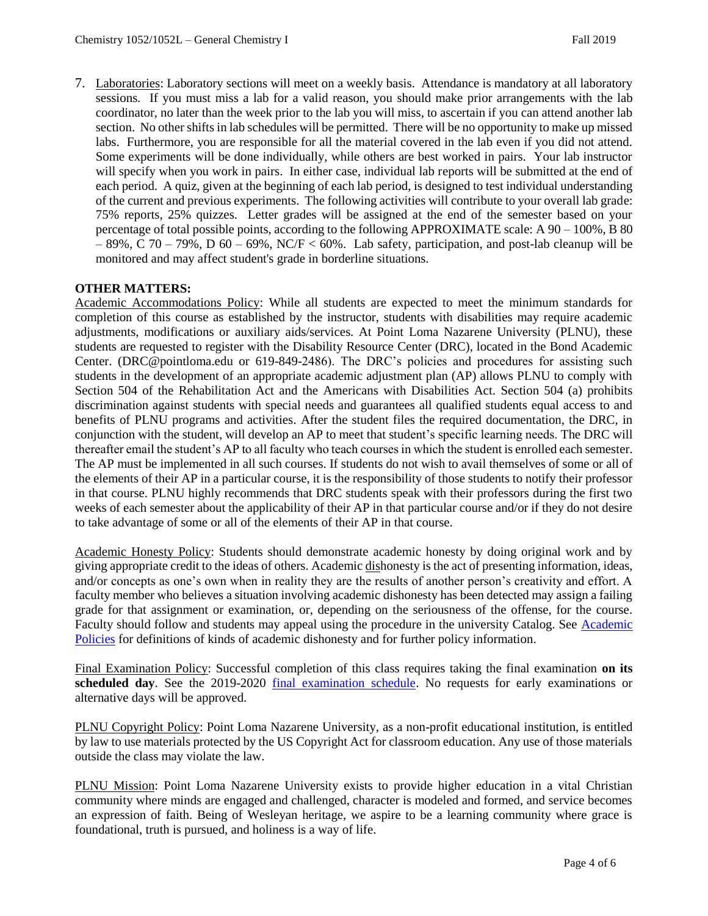7. Laboratories: Laboratory sections will meet on a weekly basis. Attendance is mandatory at all laboratory sessions. If you must miss a lab for a valid reason, you should make prior arrangements with the lab coordinator, no later than the week prior to the lab you will miss, to ascertain if you can attend another lab section. No other shifts in lab schedules will be permitted. There will be no opportunity to make up missed labs. Furthermore, you are responsible for all the material covered in the lab even if you did not attend. Some experiments will be done individually, while others are best worked in pairs. Your lab instructor will specify when you work in pairs. In either case, individual lab reports will be submitted at the end of each period. A quiz, given at the beginning of each lab period, is designed to test individual understanding of the current and previous experiments. The following activities will contribute to your overall lab grade: 75% reports, 25% quizzes. Letter grades will be assigned at the end of the semester based on your percentage of total possible points, according to the following APPROXIMATE scale: A 90 – 100%, B 80 – 89%, C 70 – 79%, D 60 – 69%, NC/F < 60%. Lab safety, participation, and post-lab cleanup will be monitored and may affect student's grade in borderline situations.

**OTHER MATTERS:**

Academic Accommodations Policy: While all students are expected to meet the minimum standards for completion of this course as established by the instructor, students with disabilities may require academic adjustments, modifications or auxiliary aids/services. At Point Loma Nazarene University (PLNU), these students are requested to register with the Disability Resource Center (DRC), located in the Bond Academic Center. (DRC@pointloma.edu or 619-849-2486). The DRC's policies and procedures for assisting such students in the development of an appropriate academic adjustment plan (AP) allows PLNU to comply with Section 504 of the Rehabilitation Act and the Americans with Disabilities Act. Section 504 (a) prohibits discrimination against students with special needs and guarantees all qualified students equal access to and benefits of PLNU programs and activities. After the student files the required documentation, the DRC, in conjunction with the student, will develop an AP to meet that student's specific learning needs. The DRC will thereafter email the student's AP to all faculty who teach courses in which the student is enrolled each semester. The AP must be implemented in all such courses. If students do not wish to avail themselves of some or all of the elements of their AP in a particular course, it is the responsibility of those students to notify their professor in that course. PLNU highly recommends that DRC students speak with their professors during the first two weeks of each semester about the applicability of their AP in that particular course and/or if they do not desire to take advantage of some or all of the elements of their AP in that course.

Academic Honesty Policy: Students should demonstrate academic honesty by doing original work and by giving appropriate credit to the ideas of others. Academic dishonesty is the act of presenting information, ideas, and/or concepts as one's own when in reality they are the results of another person's creativity and effort. A faculty member who believes a situation involving academic dishonesty has been detected may assign a failing grade for that assignment or examination, or, depending on the seriousness of the offense, for the course. Faculty should follow and students may appeal using the procedure in the university Catalog. See Academic Policies for definitions of kinds of academic dishonesty and for further policy information.

Final Examination Policy: Successful completion of this class requires taking the final examination **on its scheduled day**. See the 2019-2020 final examination schedule. No requests for early examinations or alternative days will be approved.

PLNU Copyright Policy: Point Loma Nazarene University, as a non-profit educational institution, is entitled by law to use materials protected by the US Copyright Act for classroom education. Any use of those materials outside the class may violate the law.

PLNU Mission: Point Loma Nazarene University exists to provide higher education in a vital Christian community where minds are engaged and challenged, character is modeled and formed, and service becomes an expression of faith. Being of Wesleyan heritage, we aspire to be a learning community where grace is foundational, truth is pursued, and holiness is a way of life.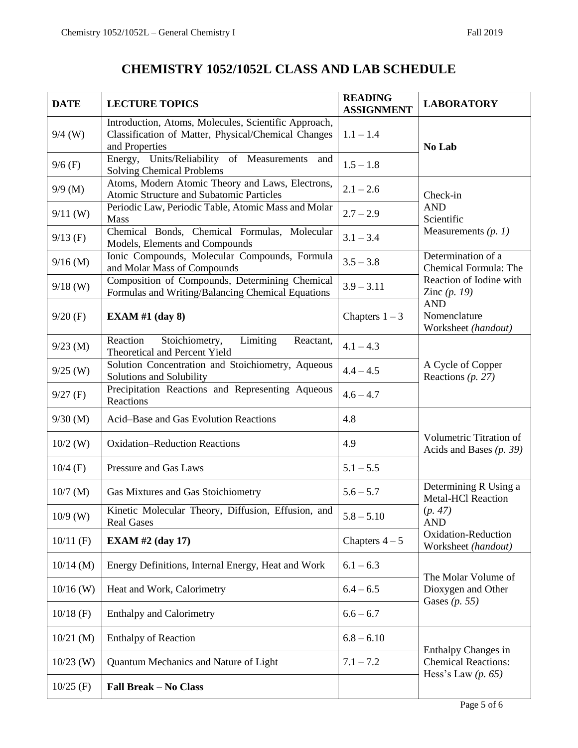# CHEMISTRY 1052/1052L CLASS AND LAB SCHEDULE

| DATE | LECTURE TOPICS | READING ASSIGNMENT | LABORATORY |
|---|---|---|---|
| 9/4 (W) | Introduction, Atoms, Molecules, Scientific Approach, Classification of Matter, Physical/Chemical Changes and Properties | 1.1 – 1.4 | **No Lab** |
| 9/6 (F) | Energy, Units/Reliability of Measurements and Solving Chemical Problems | 1.5 – 1.8 | |
| 9/9 (M) | Atoms, Modern Atomic Theory and Laws, Electrons, Atomic Structure and Subatomic Particles | 2.1 – 2.6 | Check-in AND Scientific Measurements *(p. 1)* |
| 9/11 (W) | Periodic Law, Periodic Table, Atomic Mass and Molar Mass | 2.7 – 2.9 | |
| 9/13 (F) | Chemical Bonds, Chemical Formulas, Molecular Models, Elements and Compounds | 3.1 – 3.4 | |
| 9/16 (M) | Ionic Compounds, Molecular Compounds, Formula and Molar Mass of Compounds | 3.5 – 3.8 | Determination of a Chemical Formula: The Reaction of Iodine with Zinc *(p. 19)* AND Nomenclature Worksheet *(handout)* |
| 9/18 (W) | Composition of Compounds, Determining Chemical Formulas and Writing/Balancing Chemical Equations | 3.9 – 3.11 | |
| 9/20 (F) | **EXAM #1 (day 8)** | Chapters 1 – 3 | |
| 9/23 (M) | Reaction Stoichiometry, Limiting Reactant, Theoretical and Percent Yield | 4.1 – 4.3 | A Cycle of Copper Reactions *(p. 27)* |
| 9/25 (W) | Solution Concentration and Stoichiometry, Aqueous Solutions and Solubility | 4.4 – 4.5 | |
| 9/27 (F) | Precipitation Reactions and Representing Aqueous Reactions | 4.6 – 4.7 | |
| 9/30 (M) | Acid–Base and Gas Evolution Reactions | 4.8 | Volumetric Titration of Acids and Bases *(p. 39)* |
| 10/2 (W) | Oxidation–Reduction Reactions | 4.9 | |
| 10/4 (F) | Pressure and Gas Laws | 5.1 – 5.5 | |
| 10/7 (M) | Gas Mixtures and Gas Stoichiometry | 5.6 – 5.7 | Determining R Using a Metal-HCl Reaction (*p. 47)* AND Oxidation-Reduction Worksheet *(handout)* |
| 10/9 (W) | Kinetic Molecular Theory, Diffusion, Effusion, and Real Gases | 5.8 – 5.10 | |
| 10/11 (F) | **EXAM #2 (day 17)** | Chapters 4 – 5 | |
| 10/14 (M) | Energy Definitions, Internal Energy, Heat and Work | 6.1 – 6.3 | The Molar Volume of Dioxygen and Other Gases *(p. 55)* |
| 10/16 (W) | Heat and Work, Calorimetry | 6.4 – 6.5 | |
| 10/18 (F) | Enthalpy and Calorimetry | 6.6 – 6.7 | |
| 10/21 (M) | Enthalpy of Reaction | 6.8 – 6.10 | Enthalpy Changes in Chemical Reactions: Hess's Law *(p. 65)* |
| 10/23 (W) | Quantum Mechanics and Nature of Light | 7.1 – 7.2 | |
| 10/25 (F) | **Fall Break – No Class** | | |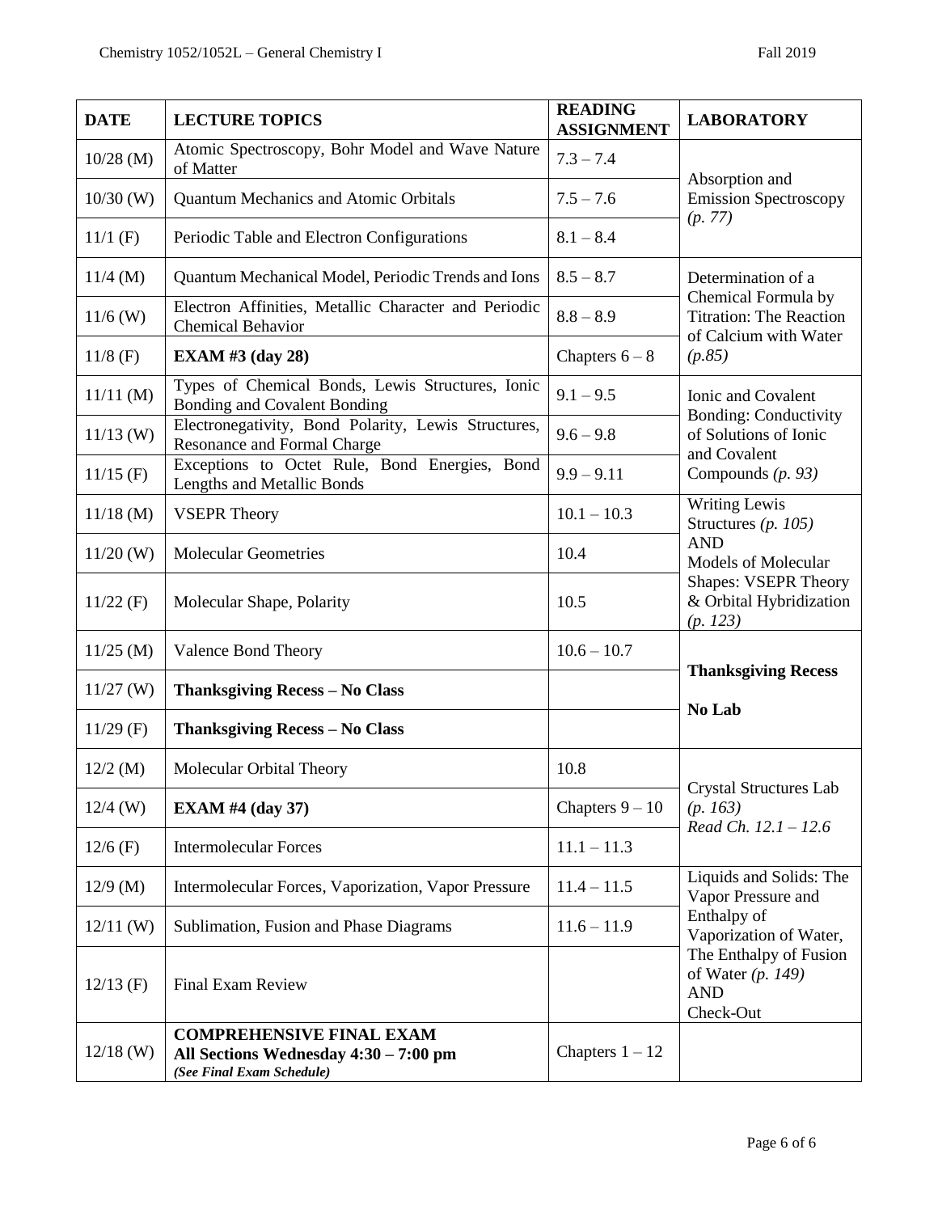| DATE | LECTURE TOPICS | READING ASSIGNMENT | LABORATORY |
|---|---|---|---|
| 10/28 (M) | Atomic Spectroscopy, Bohr Model and Wave Nature of Matter | 7.3 – 7.4 | Absorption and Emission Spectroscopy *(p. 77)* |
| 10/30 (W) | Quantum Mechanics and Atomic Orbitals | 7.5 – 7.6 | |
| 11/1 (F) | Periodic Table and Electron Configurations | 8.1 – 8.4 | |
| 11/4 (M) | Quantum Mechanical Model, Periodic Trends and Ions | 8.5 – 8.7 | Determination of a Chemical Formula by Titration: The Reaction of Calcium with Water *(p.85)* |
| 11/6 (W) | Electron Affinities, Metallic Character and Periodic Chemical Behavior | 8.8 – 8.9 | |
| 11/8 (F) | **EXAM #3 (day 28)** | Chapters 6 – 8 | |
| 11/11 (M) | Types of Chemical Bonds, Lewis Structures, Ionic Bonding and Covalent Bonding | 9.1 – 9.5 | Ionic and Covalent Bonding: Conductivity of Solutions of Ionic and Covalent Compounds *(p. 93)* |
| 11/13 (W) | Electronegativity, Bond Polarity, Lewis Structures, Resonance and Formal Charge | 9.6 – 9.8 | |
| 11/15 (F) | Exceptions to Octet Rule, Bond Energies, Bond Lengths and Metallic Bonds | 9.9 – 9.11 | |
| 11/18 (M) | VSEPR Theory | 10.1 – 10.3 | Writing Lewis Structures *(p. 105)* AND Models of Molecular Shapes: VSEPR Theory & Orbital Hybridization *(p. 123)* |
| 11/20 (W) | Molecular Geometries | 10.4 | |
| 11/22 (F) | Molecular Shape, Polarity | 10.5 | |
| 11/25 (M) | Valence Bond Theory | 10.6 – 10.7 | **Thanksgiving Recess** **No Lab** |
| 11/27 (W) | **Thanksgiving Recess – No Class** | | |
| 11/29 (F) | **Thanksgiving Recess – No Class** | | |
| 12/2 (M) | Molecular Orbital Theory | 10.8 | Crystal Structures Lab *(p. 163)* *Read Ch. 12.1 – 12.6* |
| 12/4 (W) | **EXAM #4 (day 37)** | Chapters 9 – 10 | |
| 12/6 (F) | Intermolecular Forces | 11.1 – 11.3 | |
| 12/9 (M) | Intermolecular Forces, Vaporization, Vapor Pressure | 11.4 – 11.5 | Liquids and Solids: The Vapor Pressure and Enthalpy of Vaporization of Water, The Enthalpy of Fusion of Water *(p. 149)* AND Check-Out |
| 12/11 (W) | Sublimation, Fusion and Phase Diagrams | 11.6 – 11.9 | |
| 12/13 (F) | Final Exam Review | | |
| 12/18 (W) | **COMPREHENSIVE FINAL EXAM All Sections Wednesday 4:30 – 7:00 pm** ***(See Final Exam Schedule)*** | Chapters 1 – 12 | |